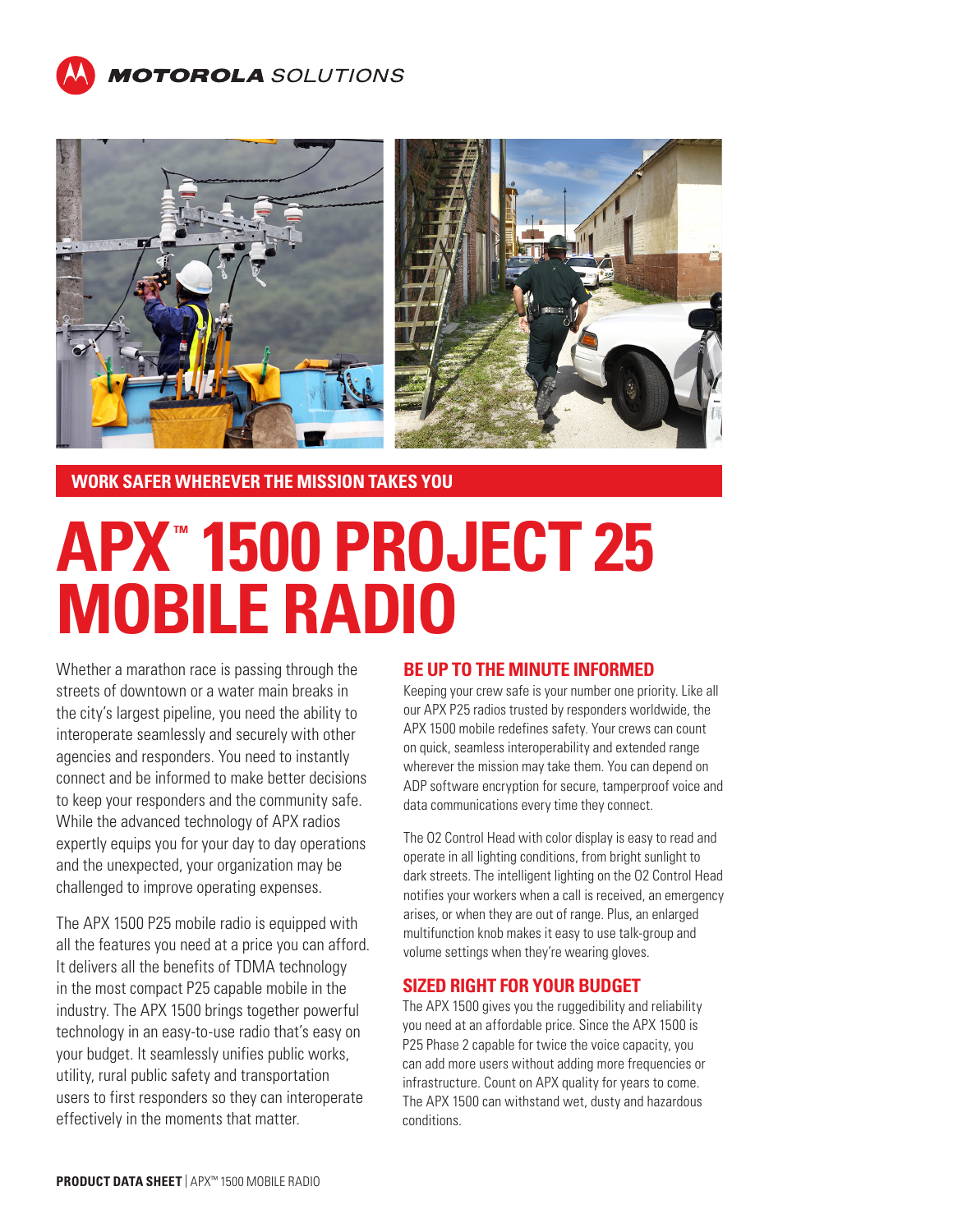MOTOROLA SOLUTIONS

**WORK SAFER WHEREVER THE MISSION TAKES YOU**

# APX™ 1500 PROJECT 25 MOBILE RADIO

Whether a marathon race is passing through the streets of downtown or a water main breaks in the city's largest pipeline, you need the ability to interoperate seamlessly and securely with other agencies and responders. You need to instantly connect and be informed to make better decisions to keep your responders and the community safe. While the advanced technology of APX radios expertly equips you for your day to day operations and the unexpected, your organization may be challenged to improve operating expenses.

The APX 1500 P25 mobile radio is equipped with all the features you need at a price you can afford. It delivers all the benefits of TDMA technology in the most compact P25 capable mobile in the industry. The APX 1500 brings together powerful technology in an easy-to-use radio that's easy on your budget. It seamlessly unifies public works, utility, rural public safety and transportation users to first responders so they can interoperate effectively in the moments that matter.

## BE UP TO THE MINUTE INFORMED

Keeping your crew safe is your number one priority. Like all our APX P25 radios trusted by responders worldwide, the APX 1500 mobile redefines safety. Your crews can count on quick, seamless interoperability and extended range wherever the mission may take them. You can depend on ADP software encryption for secure, tamperproof voice and data communications every time they connect.

The O2 Control Head with color display is easy to read and operate in all lighting conditions, from bright sunlight to dark streets. The intelligent lighting on the O2 Control Head notifies your workers when a call is received, an emergency arises, or when they are out of range. Plus, an enlarged multifunction knob makes it easy to use talk-group and volume settings when they're wearing gloves.

## SIZED RIGHT FOR YOUR BUDGET

The APX 1500 gives you the ruggedibility and reliability you need at an affordable price. Since the APX 1500 is P25 Phase 2 capable for twice the voice capacity, you can add more users without adding more frequencies or infrastructure. Count on APX quality for years to come. The APX 1500 can withstand wet, dusty and hazardous conditions.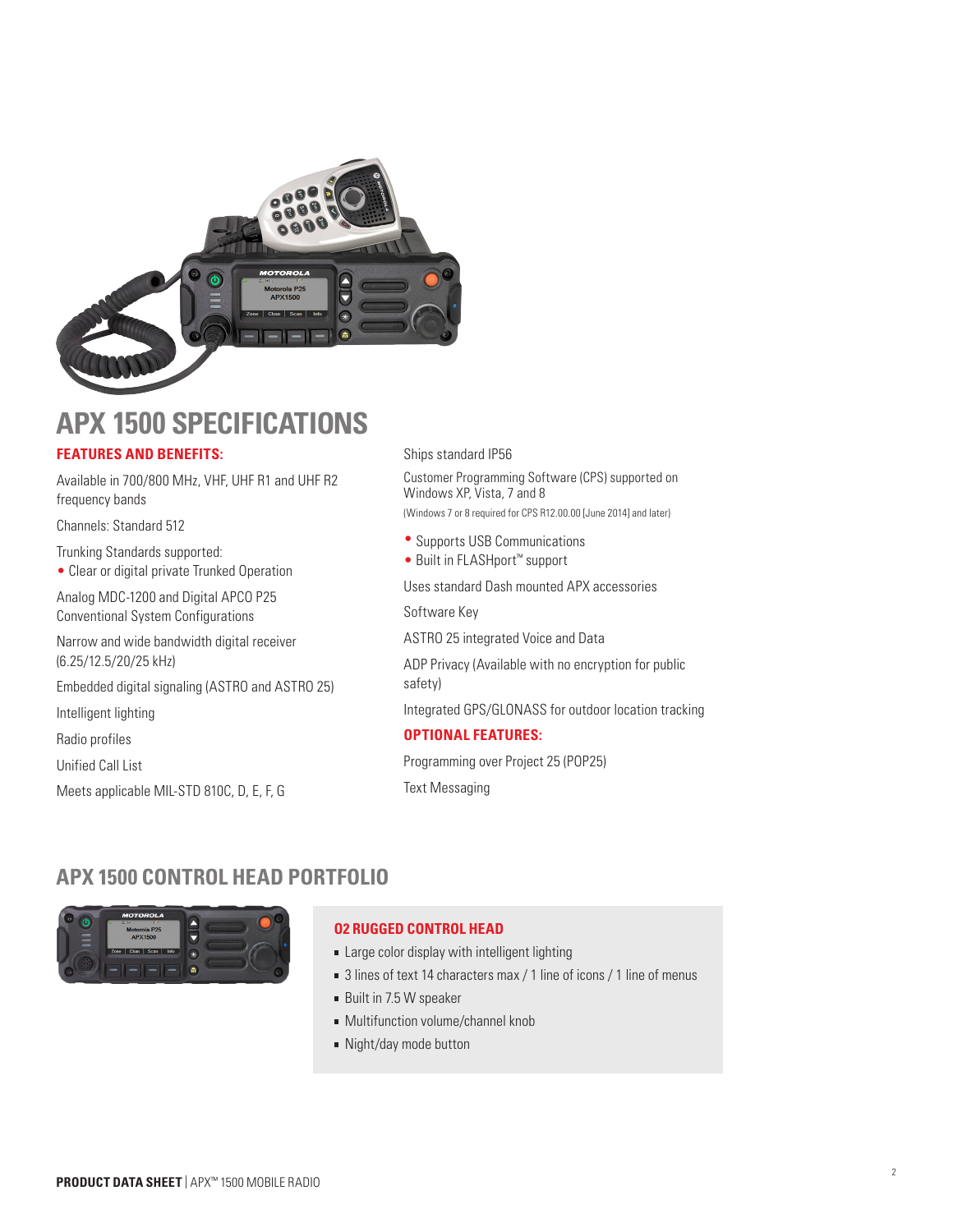# APX 1500 SPECIFICATIONS

## FEATURES AND BENEFITS:

Available in 700/800 MHz, VHF, UHF R1 and UHF R2 frequency bands

Channels: Standard 512

Trunking Standards supported:

- Clear or digital private Trunked Operation

Analog MDC-1200 and Digital APCO P25 Conventional System Configurations

Narrow and wide bandwidth digital receiver (6.25/12.5/20/25 kHz)

Embedded digital signaling (ASTRO and ASTRO 25)

Intelligent lighting

Radio profiles

Unified Call List

Meets applicable MIL-STD 810C, D, E, F, G

Ships standard IP56

Customer Programming Software (CPS) supported on Windows XP, Vista, 7 and 8
(Windows 7 or 8 required for CPS R12.00.00 [June 2014] and later)

- Supports USB Communications
- Built in FLASHport™ support

Uses standard Dash mounted APX accessories

Software Key

ASTRO 25 integrated Voice and Data

ADP Privacy (Available with no encryption for public safety)

Integrated GPS/GLONASS for outdoor location tracking

## OPTIONAL FEATURES:

Programming over Project 25 (POP25)

Text Messaging

# APX 1500 CONTROL HEAD PORTFOLIO

### 02 RUGGED CONTROL HEAD

- Large color display with intelligent lighting
- 3 lines of text 14 characters max / 1 line of icons / 1 line of menus
- Built in 7.5 W speaker
- Multifunction volume/channel knob
- Night/day mode button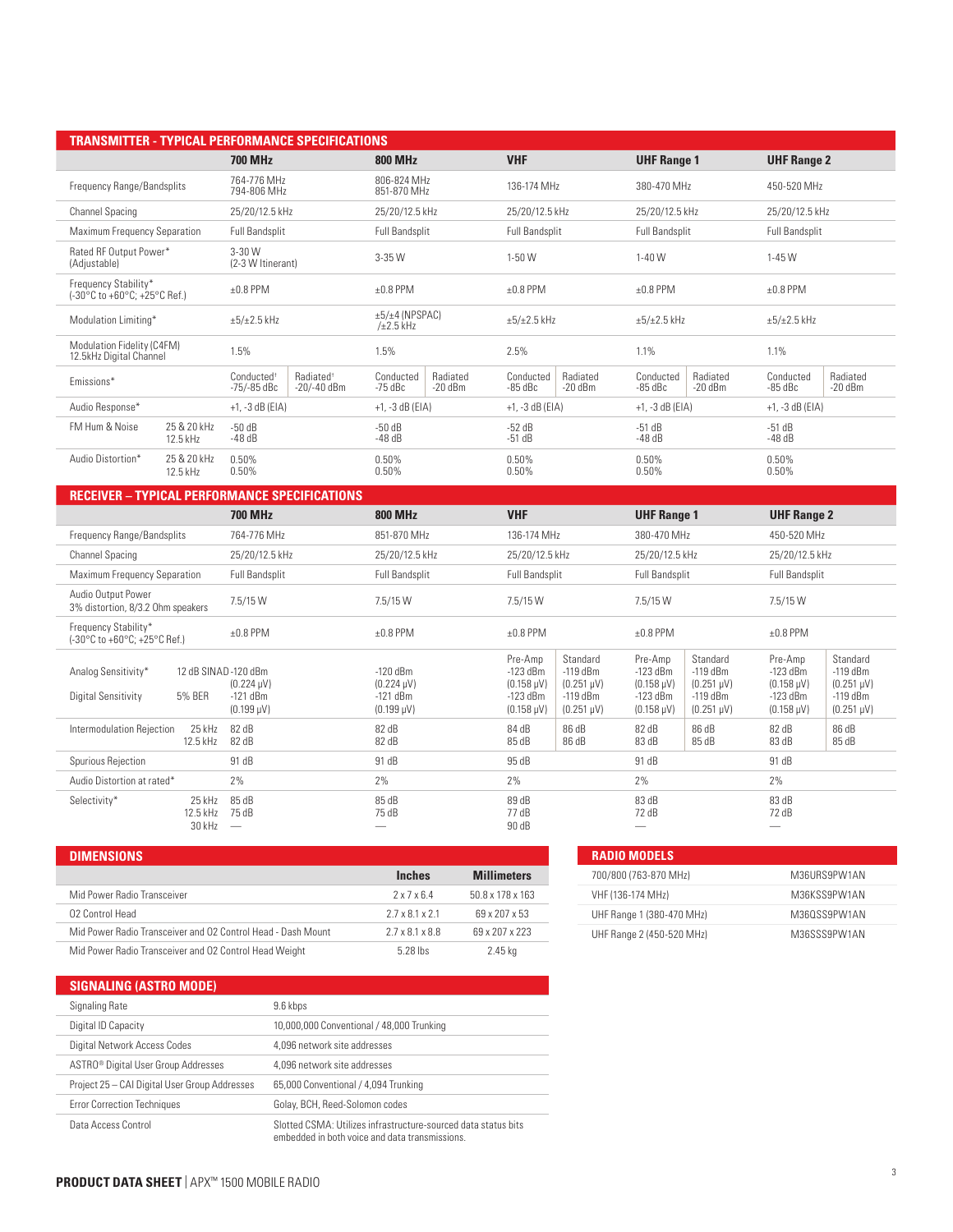## TRANSMITTER - TYPICAL PERFORMANCE SPECIFICATIONS

| | | 700 MHz | | 800 MHz | | VHF | | UHF Range 1 | | UHF Range 2 | |
|---|---|---|---|---|---|---|---|---|---|---|---|
| Frequency Range/Bandsplits | | 764-776 MHz<br>794-806 MHz | | 806-824 MHz<br>851-870 MHz | | 136-174 MHz | | 380-470 MHz | | 450-520 MHz | |
| Channel Spacing | | 25/20/12.5 kHz | | 25/20/12.5 kHz | | 25/20/12.5 kHz | | 25/20/12.5 kHz | | 25/20/12.5 kHz | |
| Maximum Frequency Separation | | Full Bandsplit | | Full Bandsplit | | Full Bandsplit | | Full Bandsplit | | Full Bandsplit | |
| Rated RF Output Power* (Adjustable) | | 3-30 W<br>(2-3 W Itinerant) | | 3-35 W | | 1-50 W | | 1-40 W | | 1-45 W | |
| Frequency Stability* (-30°C to +60°C; +25°C Ref.) | | ±0.8 PPM | | ±0.8 PPM | | ±0.8 PPM | | ±0.8 PPM | | ±0.8 PPM | |
| Modulation Limiting* | | ±5/±2.5 kHz | | ±5/±4 (NPSPAC)<br>/±2.5 kHz | | ±5/±2.5 kHz | | ±5/±2.5 kHz | | ±5/±2.5 kHz | |
| Modulation Fidelity (C4FM) 12.5kHz Digital Channel | | 1.5% | | 1.5% | | 2.5% | | 1.1% | | 1.1% | |
| Emissions* | | Conducted† -75/-85 dBc | Radiated† -20/-40 dBm | Conducted -75 dBc | Radiated -20 dBm | Conducted -85 dBc | Radiated -20 dBm | Conducted -85 dBc | Radiated -20 dBm | Conducted -85 dBc | Radiated -20 dBm |
| Audio Response* | | +1, -3 dB (EIA) | | +1, -3 dB (EIA) | | +1, -3 dB (EIA) | | +1, -3 dB (EIA) | | +1, -3 dB (EIA) | |
| FM Hum & Noise | 25 & 20 kHz<br>12.5 kHz | -50 dB<br>-48 dB | | -50 dB<br>-48 dB | | -52 dB<br>-51 dB | | -51 dB<br>-48 dB | | -51 dB<br>-48 dB | |
| Audio Distortion* | 25 & 20 kHz<br>12.5 kHz | 0.50%<br>0.50% | | 0.50%<br>0.50% | | 0.50%<br>0.50% | | 0.50%<br>0.50% | | 0.50%<br>0.50% | |

## RECEIVER – TYPICAL PERFORMANCE SPECIFICATIONS

| | | 700 MHz | 800 MHz | VHF | | UHF Range 1 | | UHF Range 2 | |
|---|---|---|---|---|---|---|---|---|---|
| Frequency Range/Bandsplits | | 764-776 MHz | 851-870 MHz | 136-174 MHz | | 380-470 MHz | | 450-520 MHz | |
| Channel Spacing | | 25/20/12.5 kHz | 25/20/12.5 kHz | 25/20/12.5 kHz | | 25/20/12.5 kHz | | 25/20/12.5 kHz | |
| Maximum Frequency Separation | | Full Bandsplit | Full Bandsplit | Full Bandsplit | | Full Bandsplit | | Full Bandsplit | |
| Audio Output Power 3% distortion, 8/3.2 Ohm speakers | | 7.5/15 W | 7.5/15 W | 7.5/15 W | | 7.5/15 W | | 7.5/15 W | |
| Frequency Stability* (-30°C to +60°C; +25°C Ref.) | | ±0.8 PPM | ±0.8 PPM | ±0.8 PPM | | ±0.8 PPM | | ±0.8 PPM | |
| | | | | Pre-Amp | Standard | Pre-Amp | Standard | Pre-Amp | Standard |
| Analog Sensitivity* | 12 dB SINAD | -120 dBm<br>(0.224 μV) | -120 dBm<br>(0.224 μV) | -123 dBm<br>(0.158 μV) | -119 dBm<br>(0.251 μV) | -123 dBm<br>(0.158 μV) | -119 dBm<br>(0.251 μV) | -123 dBm<br>(0.158 μV) | -119 dBm<br>(0.251 μV) |
| Digital Sensitivity | 5% BER | -121 dBm<br>(0.199 μV) | -121 dBm<br>(0.199 μV) | -123 dBm<br>(0.158 μV) | -119 dBm<br>(0.251 μV) | -123 dBm<br>(0.158 μV) | -119 dBm<br>(0.251 μV) | -123 dBm<br>(0.158 μV) | -119 dBm<br>(0.251 μV) |
| Intermodulation Rejection | 25 kHz<br>12.5 kHz | 82 dB<br>82 dB | 82 dB<br>82 dB | 84 dB<br>85 dB | 86 dB<br>86 dB | 82 dB<br>83 dB | 86 dB<br>85 dB | 82 dB<br>83 dB | 86 dB<br>85 dB |
| Spurious Rejection | | 91 dB | 91 dB | 95 dB | | 91 dB | | 91 dB | |
| Audio Distortion at rated* | | 2% | 2% | 2% | | 2% | | 2% | |
| Selectivity* | 25 kHz<br>12.5 kHz<br>30 kHz | 85 dB<br>75 dB<br>— | 85 dB<br>75 dB<br>— | 89 dB<br>77 dB<br>90 dB | | 83 dB<br>72 dB<br>— | | 83 dB<br>72 dB<br>— | |

## DIMENSIONS

| | Inches | Millimeters |
|---|---|---|
| Mid Power Radio Transceiver | 2 x 7 x 6.4 | 50.8 x 178 x 163 |
| O2 Control Head | 2.7 x 8.1 x 2.1 | 69 x 207 x 53 |
| Mid Power Radio Transceiver and O2 Control Head - Dash Mount | 2.7 x 8.1 x 8.8 | 69 x 207 x 223 |
| Mid Power Radio Transceiver and O2 Control Head Weight | 5.28 lbs | 2.45 kg |

## RADIO MODELS

| | |
|---|---|
| 700/800 (763-870 MHz) | M36URS9PW1AN |
| VHF (136-174 MHz) | M36KSS9PW1AN |
| UHF Range 1 (380-470 MHz) | M36QSS9PW1AN |
| UHF Range 2 (450-520 MHz) | M36SSS9PW1AN |

## SIGNALING (ASTRO MODE)

| | |
|---|---|
| Signaling Rate | 9.6 kbps |
| Digital ID Capacity | 10,000,000 Conventional / 48,000 Trunking |
| Digital Network Access Codes | 4,096 network site addresses |
| ASTRO® Digital User Group Addresses | 4,096 network site addresses |
| Project 25 – CAI Digital User Group Addresses | 65,000 Conventional / 4,094 Trunking |
| Error Correction Techniques | Golay, BCH, Reed-Solomon codes |
| Data Access Control | Slotted CSMA: Utilizes infrastructure-sourced data status bits embedded in both voice and data transmissions. |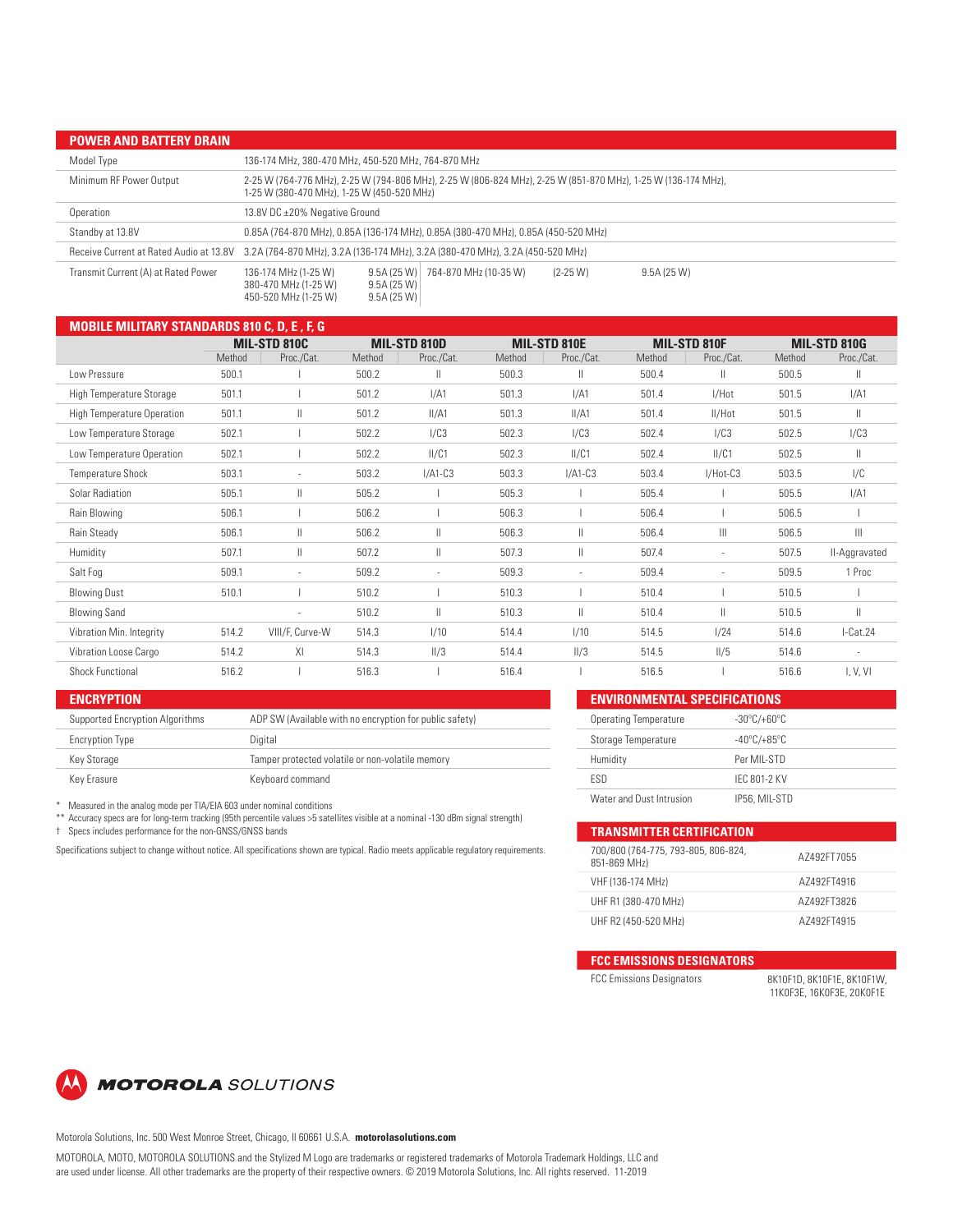## POWER AND BATTERY DRAIN

| | |
|---|---|
| Model Type | 136-174 MHz, 380-470 MHz, 450-520 MHz, 764-870 MHz |
| Minimum RF Power Output | 2-25 W (764-776 MHz), 2-25 W (794-806 MHz), 2-25 W (806-824 MHz), 2-25 W (851-870 MHz), 1-25 W (136-174 MHz), 1-25 W (380-470 MHz), 1-25 W (450-520 MHz) |
| Operation | 13.8V DC ±20% Negative Ground |
| Standby at 13.8V | 0.85A (764-870 MHz), 0.85A (136-174 MHz), 0.85A (380-470 MHz), 0.85A (450-520 MHz) |
| Receive Current at Rated Audio at 13.8V | 3.2A (764-870 MHz), 3.2A (136-174 MHz), 3.2A (380-470 MHz), 3.2A (450-520 MHz) |
| Transmit Current (A) at Rated Power | 136-174 MHz (1-25 W) 9.5A (25 W); 380-470 MHz (1-25 W) 9.5A (25 W); 450-520 MHz (1-25 W) 9.5A (25 W); 764-870 MHz (10-35 W) (2-25 W) 9.5A (25 W) |

## MOBILE MILITARY STANDARDS 810 C, D, E , F, G

| | MIL-STD 810C | | MIL-STD 810D | | MIL-STD 810E | | MIL-STD 810F | | MIL-STD 810G | |
|---|---|---|---|---|---|---|---|---|---|---|
| | Method | Proc./Cat. | Method | Proc./Cat. | Method | Proc./Cat. | Method | Proc./Cat. | Method | Proc./Cat. |
| Low Pressure | 500.1 | I | 500.2 | II | 500.3 | II | 500.4 | II | 500.5 | II |
| High Temperature Storage | 501.1 | I | 501.2 | I/A1 | 501.3 | I/A1 | 501.4 | I/Hot | 501.5 | I/A1 |
| High Temperature Operation | 501.1 | II | 501.2 | II/A1 | 501.3 | II/A1 | 501.4 | II/Hot | 501.5 | II |
| Low Temperature Storage | 502.1 | I | 502.2 | I/C3 | 502.3 | I/C3 | 502.4 | I/C3 | 502.5 | I/C3 |
| Low Temperature Operation | 502.1 | I | 502.2 | II/C1 | 502.3 | II/C1 | 502.4 | II/C1 | 502.5 | II |
| Temperature Shock | 503.1 | - | 503.2 | I/A1-C3 | 503.3 | I/A1-C3 | 503.4 | I/Hot-C3 | 503.5 | I/C |
| Solar Radiation | 505.1 | II | 505.2 | I | 505.3 | I | 505.4 | I | 505.5 | I/A1 |
| Rain Blowing | 506.1 | I | 506.2 | I | 506.3 | I | 506.4 | I | 506.5 | I |
| Rain Steady | 506.1 | II | 506.2 | II | 506.3 | II | 506.4 | III | 506.5 | III |
| Humidity | 507.1 | II | 507.2 | II | 507.3 | II | 507.4 | - | 507.5 | II-Aggravated |
| Salt Fog | 509.1 | - | 509.2 | - | 509.3 | - | 509.4 | - | 509.5 | 1 Proc |
| Blowing Dust | 510.1 | I | 510.2 | I | 510.3 | I | 510.4 | I | 510.5 | I |
| Blowing Sand | | - | 510.2 | II | 510.3 | II | 510.4 | II | 510.5 | II |
| Vibration Min. Integrity | 514.2 | VIII/F, Curve-W | 514.3 | I/10 | 514.4 | I/10 | 514.5 | I/24 | 514.6 | I-Cat.24 |
| Vibration Loose Cargo | 514.2 | XI | 514.3 | II/3 | 514.4 | II/3 | 514.5 | II/5 | 514.6 | - |
| Shock Functional | 516.2 | I | 516.3 | I | 516.4 | I | 516.5 | I | 516.6 | I, V, VI |

## ENCRYPTION

| | |
|---|---|
| Supported Encryption Algorithms | ADP SW (Available with no encryption for public safety) |
| Encryption Type | Digital |
| Key Storage | Tamper protected volatile or non-volatile memory |
| Key Erasure | Keyboard command |

\* Measured in the analog mode per TIA/EIA 603 under nominal conditions

\*\* Accuracy specs are for long-term tracking (95th percentile values >5 satellites visible at a nominal -130 dBm signal strength)

† Specs includes performance for the non-GNSS/GNSS bands

Specifications subject to change without notice. All specifications shown are typical. Radio meets applicable regulatory requirements.

## ENVIRONMENTAL SPECIFICATIONS

| | |
|---|---|
| Operating Temperature | -30°C/+60°C |
| Storage Temperature | -40°C/+85°C |
| Humidity | Per MIL-STD |
| ESD | IEC 801-2 KV |
| Water and Dust Intrusion | IP56, MIL-STD |

## TRANSMITTER CERTIFICATION

| | |
|---|---|
| 700/800 (764-775, 793-805, 806-824, 851-869 MHz) | AZ492FT7055 |
| VHF (136-174 MHz) | AZ492FT4916 |
| UHF R1 (380-470 MHz) | AZ492FT3826 |
| UHF R2 (450-520 MHz) | AZ492FT4915 |

## FCC EMISSIONS DESIGNATORS

| | |
|---|---|
| FCC Emissions Designators | 8K10F1D, 8K10F1E, 8K10F1W, 11K0F3E, 16K0F3E, 20K0F1E |

**MOTOROLA** SOLUTIONS

Motorola Solutions, Inc. 500 West Monroe Street, Chicago, Il 60661 U.S.A. **motorolasolutions.com**

MOTOROLA, MOTO, MOTOROLA SOLUTIONS and the Stylized M Logo are trademarks or registered trademarks of Motorola Trademark Holdings, LLC and are used under license. All other trademarks are the property of their respective owners. © 2019 Motorola Solutions, Inc. All rights reserved. 11-2019